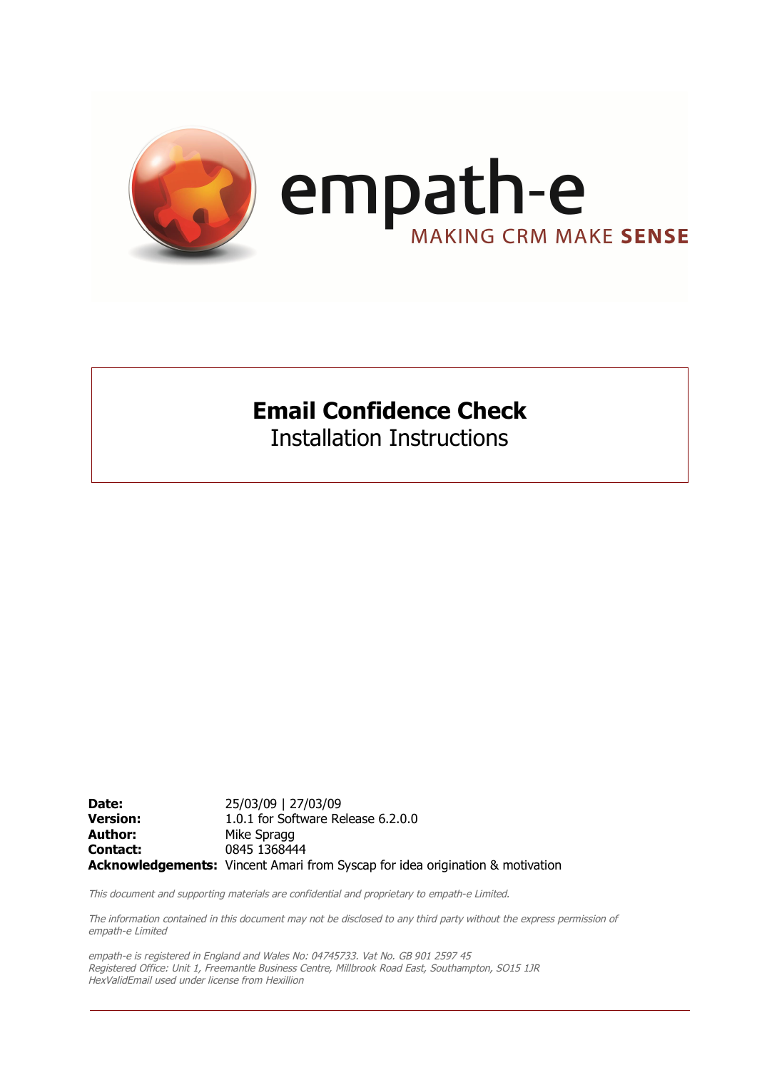empath-e

MAKING CRM MAKE **SENSE**

# Email Confidence Check

Installation Instructions

**Date:** 25/03/09 | 27/03/09
**Version:** 1.0.1 for Software Release 6.2.0.0
**Author:** Mike Spragg
**Contact:** 0845 1368444
**Acknowledgements:** Vincent Amari from Syscap for idea origination & motivation

*This document and supporting materials are confidential and proprietary to empath-e Limited.*

*The information contained in this document may not be disclosed to any third party without the express permission of empath-e Limited*

*empath-e is registered in England and Wales No: 04745733. Vat No. GB 901 2597 45*
*Registered Office: Unit 1, Freemantle Business Centre, Millbrook Road East, Southampton, SO15 1JR*
*HexValidEmail used under license from Hexillion*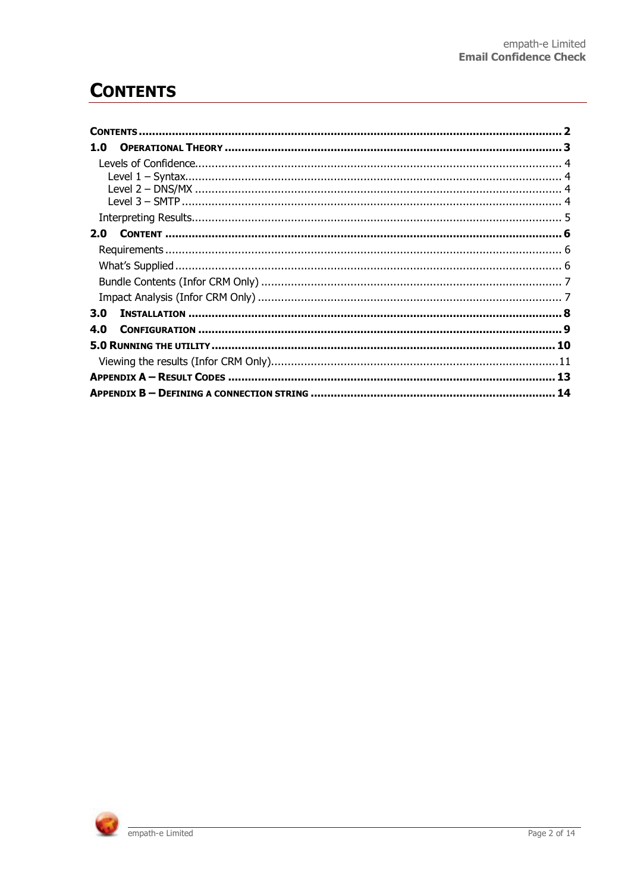# CONTENTS

- CONTENTS ........ 2
- 1.0 OPERATIONAL THEORY ........ 3
  - Levels of Confidence ........ 4
    - Level 1 – Syntax ........ 4
    - Level 2 – DNS/MX ........ 4
    - Level 3 – SMTP ........ 4
  - Interpreting Results ........ 5
- 2.0 CONTENT ........ 6
  - Requirements ........ 6
  - What's Supplied ........ 6
  - Bundle Contents (Infor CRM Only) ........ 7
  - Impact Analysis (Infor CRM Only) ........ 7
- 3.0 INSTALLATION ........ 8
- 4.0 CONFIGURATION ........ 9
- 5.0 RUNNING THE UTILITY ........ 10
  - Viewing the results (Infor CRM Only) ........ 11
- APPENDIX A – RESULT CODES ........ 13
- APPENDIX B – DEFINING A CONNECTION STRING ........ 14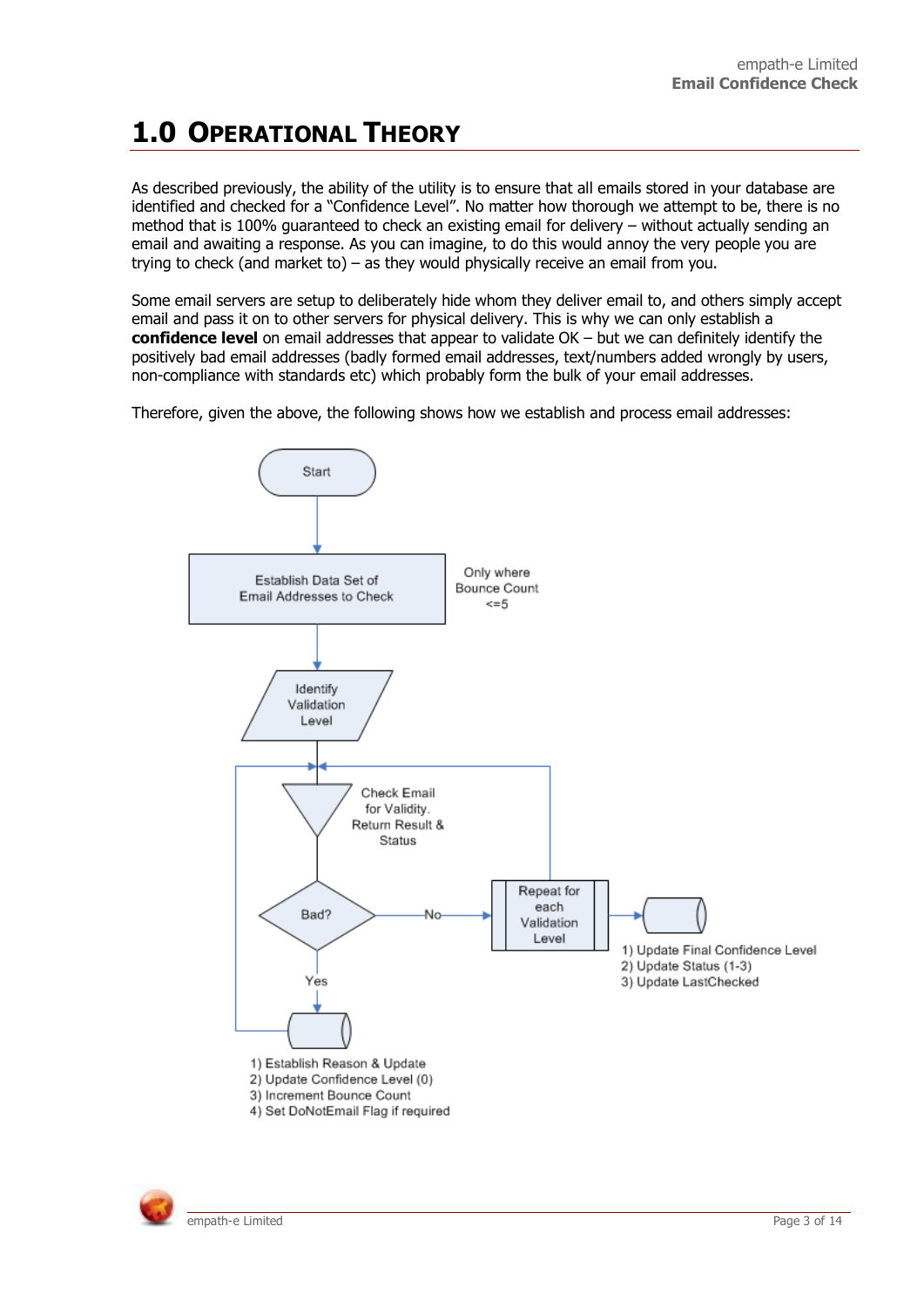# 1.0 Operational Theory

As described previously, the ability of the utility is to ensure that all emails stored in your database are identified and checked for a "Confidence Level". No matter how thorough we attempt to be, there is no method that is 100% guaranteed to check an existing email for delivery – without actually sending an email and awaiting a response. As you can imagine, to do this would annoy the very people you are trying to check (and market to) – as they would physically receive an email from you.

Some email servers are setup to deliberately hide whom they deliver email to, and others simply accept email and pass it on to other servers for physical delivery. This is why we can only establish a **confidence level** on email addresses that appear to validate OK – but we can definitely identify the positively bad email addresses (badly formed email addresses, text/numbers added wrongly by users, non-compliance with standards etc) which probably form the bulk of your email addresses.

Therefore, given the above, the following shows how we establish and process email addresses:

Start

Establish Data Set of Email Addresses to Check

Only where Bounce Count <=5

Identify Validation Level

Check Email for Validity. Return Result & Status

Bad?

No

Repeat for each Validation Level

1) Update Final Confidence Level
2) Update Status (1-3)
3) Update LastChecked

Yes

1) Establish Reason & Update
2) Update Confidence Level (0)
3) Increment Bounce Count
4) Set DoNotEmail Flag if required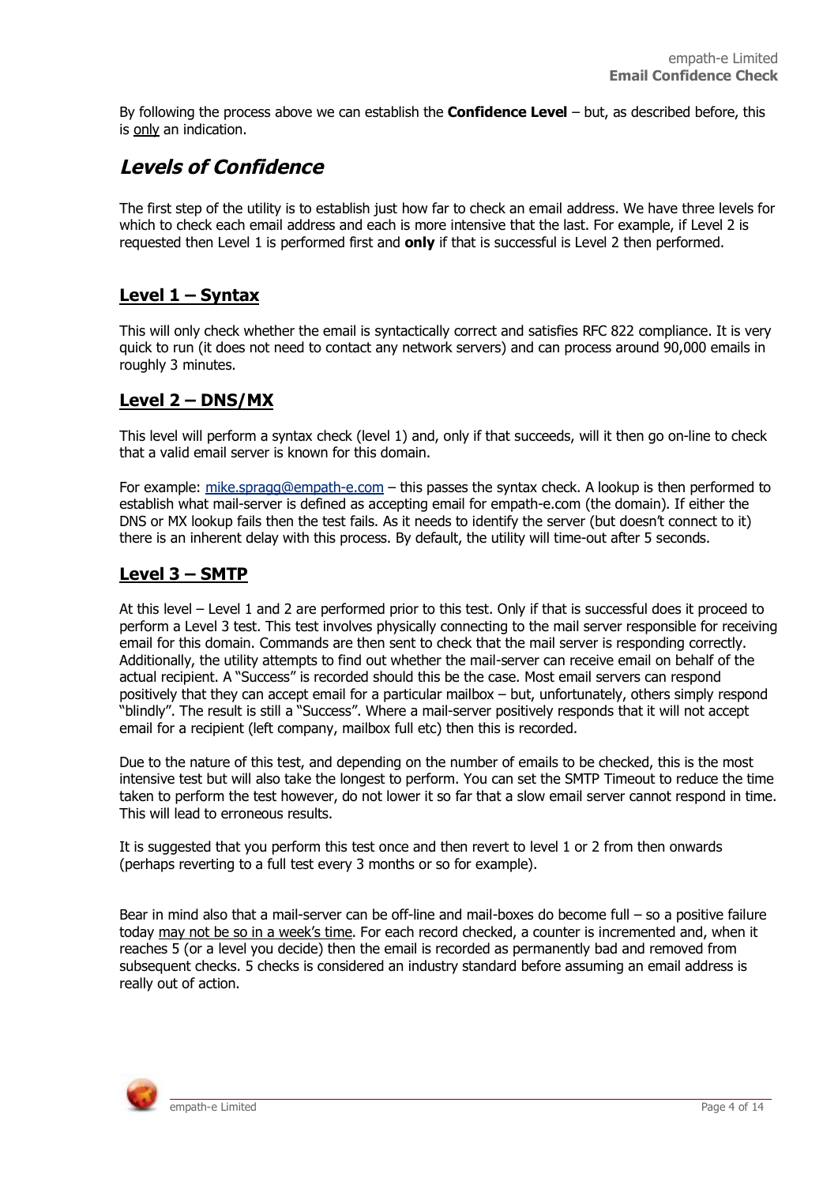By following the process above we can establish the **Confidence Level** – but, as described before, this is only an indication.

## *Levels of Confidence*

The first step of the utility is to establish just how far to check an email address. We have three levels for which to check each email address and each is more intensive that the last. For example, if Level 2 is requested then Level 1 is performed first and **only** if that is successful is Level 2 then performed.

### Level 1 – Syntax

This will only check whether the email is syntactically correct and satisfies RFC 822 compliance. It is very quick to run (it does not need to contact any network servers) and can process around 90,000 emails in roughly 3 minutes.

### Level 2 – DNS/MX

This level will perform a syntax check (level 1) and, only if that succeeds, will it then go on-line to check that a valid email server is known for this domain.

For example: mike.spragg@empath-e.com – this passes the syntax check. A lookup is then performed to establish what mail-server is defined as accepting email for empath-e.com (the domain). If either the DNS or MX lookup fails then the test fails. As it needs to identify the server (but doesn't connect to it) there is an inherent delay with this process. By default, the utility will time-out after 5 seconds.

### Level 3 – SMTP

At this level – Level 1 and 2 are performed prior to this test. Only if that is successful does it proceed to perform a Level 3 test. This test involves physically connecting to the mail server responsible for receiving email for this domain. Commands are then sent to check that the mail server is responding correctly. Additionally, the utility attempts to find out whether the mail-server can receive email on behalf of the actual recipient. A "Success" is recorded should this be the case. Most email servers can respond positively that they can accept email for a particular mailbox – but, unfortunately, others simply respond "blindly". The result is still a "Success". Where a mail-server positively responds that it will not accept email for a recipient (left company, mailbox full etc) then this is recorded.

Due to the nature of this test, and depending on the number of emails to be checked, this is the most intensive test but will also take the longest to perform. You can set the SMTP Timeout to reduce the time taken to perform the test however, do not lower it so far that a slow email server cannot respond in time. This will lead to erroneous results.

It is suggested that you perform this test once and then revert to level 1 or 2 from then onwards (perhaps reverting to a full test every 3 months or so for example).

Bear in mind also that a mail-server can be off-line and mail-boxes do become full – so a positive failure today may not be so in a week's time. For each record checked, a counter is incremented and, when it reaches 5 (or a level you decide) then the email is recorded as permanently bad and removed from subsequent checks. 5 checks is considered an industry standard before assuming an email address is really out of action.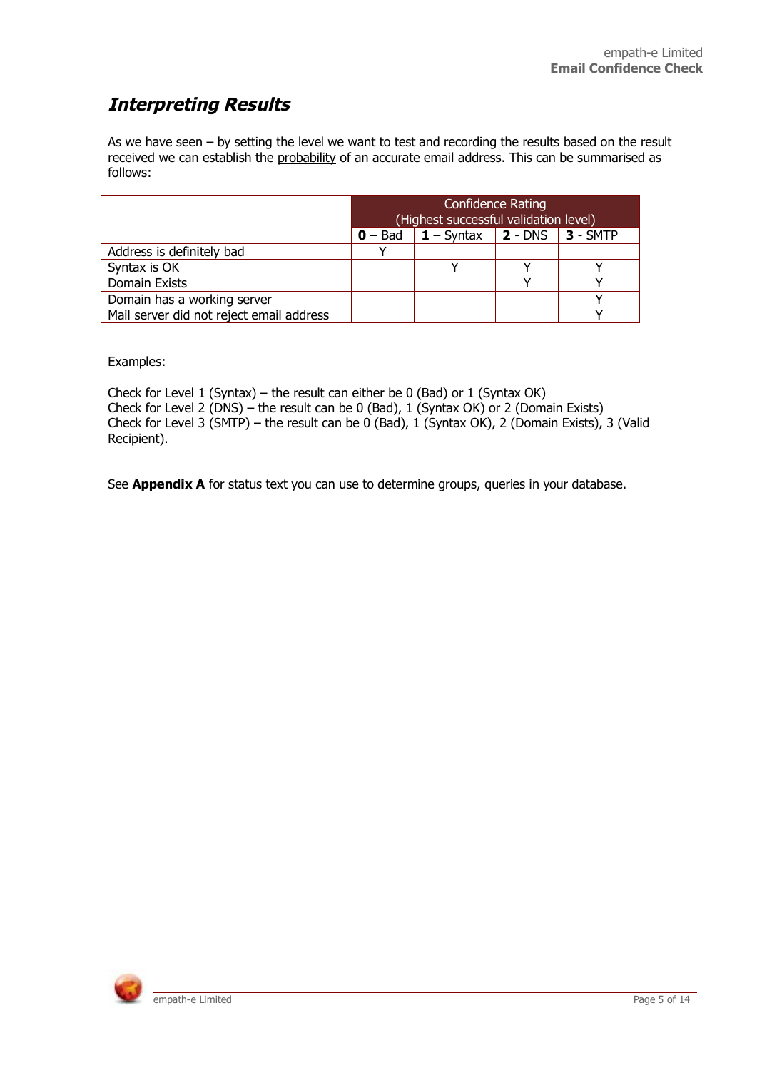## *Interpreting Results*

As we have seen – by setting the level we want to test and recording the results based on the result received we can establish the probability of an accurate email address. This can be summarised as follows:

| | Confidence Rating (Highest successful validation level) | | | |
|---|---|---|---|---|
| | **0** – Bad | **1** – Syntax | **2** - DNS | **3** - SMTP |
| Address is definitely bad | Y | | | |
| Syntax is OK | | Y | Y | Y |
| Domain Exists | | | Y | Y |
| Domain has a working server | | | | Y |
| Mail server did not reject email address | | | | Y |

Examples:

Check for Level 1 (Syntax) – the result can either be 0 (Bad) or 1 (Syntax OK)
Check for Level 2 (DNS) – the result can be 0 (Bad), 1 (Syntax OK) or 2 (Domain Exists)
Check for Level 3 (SMTP) – the result can be 0 (Bad), 1 (Syntax OK), 2 (Domain Exists), 3 (Valid Recipient).

See **Appendix A** for status text you can use to determine groups, queries in your database.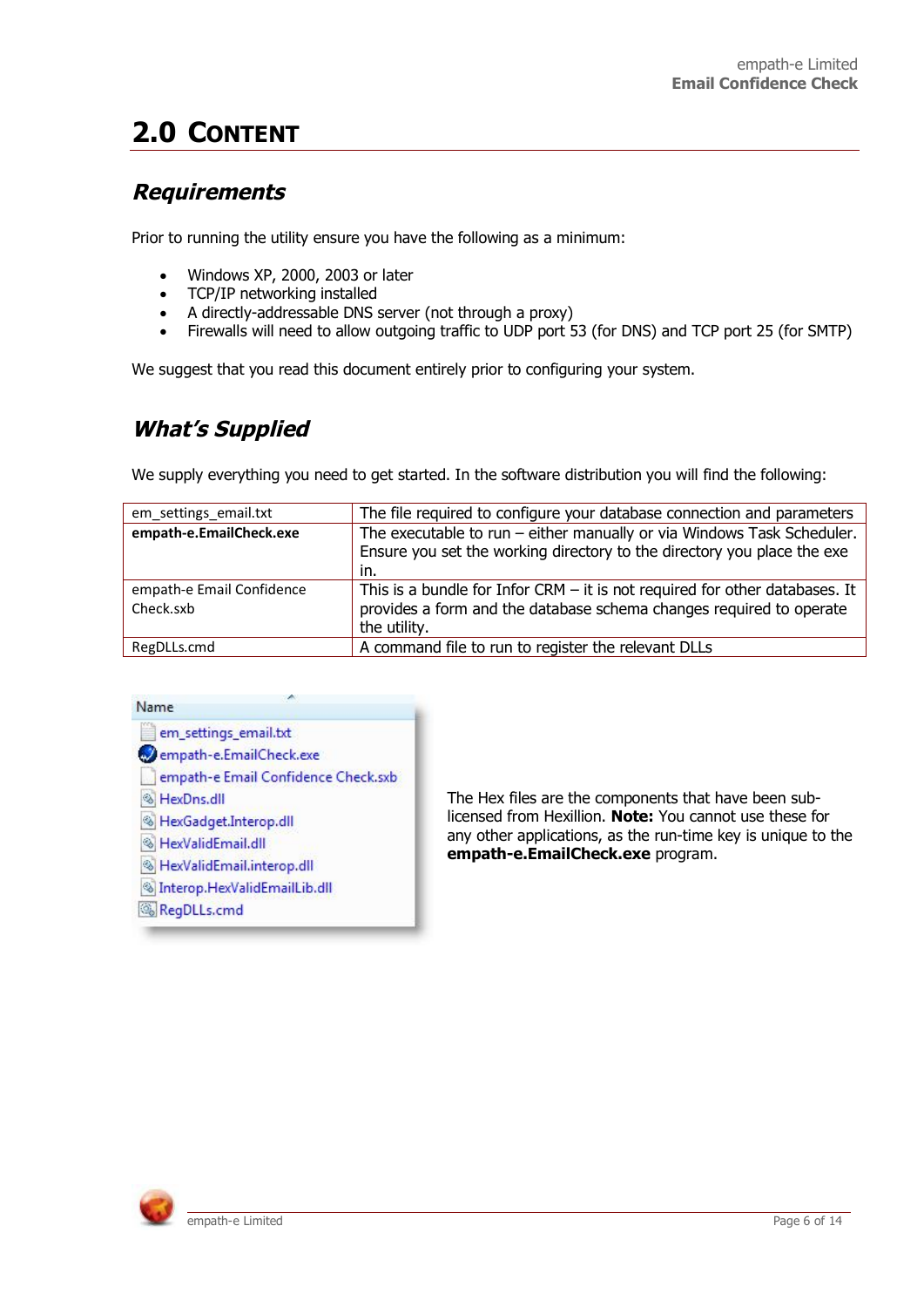# 2.0 Content

## *Requirements*

Prior to running the utility ensure you have the following as a minimum:

- Windows XP, 2000, 2003 or later
- TCP/IP networking installed
- A directly-addressable DNS server (not through a proxy)
- Firewalls will need to allow outgoing traffic to UDP port 53 (for DNS) and TCP port 25 (for SMTP)

We suggest that you read this document entirely prior to configuring your system.

## *What's Supplied*

We supply everything you need to get started. In the software distribution you will find the following:

| | |
|---|---|
| em_settings_email.txt | The file required to configure your database connection and parameters |
| **empath-e.EmailCheck.exe** | The executable to run – either manually or via Windows Task Scheduler. Ensure you set the working directory to the directory you place the exe in. |
| empath-e Email Confidence Check.sxb | This is a bundle for Infor CRM – it is not required for other databases. It provides a form and the database schema changes required to operate the utility. |
| RegDLLs.cmd | A command file to run to register the relevant DLLs |

Name
- em_settings_email.txt
- empath-e.EmailCheck.exe
- empath-e Email Confidence Check.sxb
- HexDns.dll
- HexGadget.Interop.dll
- HexValidEmail.dll
- HexValidEmail.interop.dll
- Interop.HexValidEmailLib.dll
- RegDLLs.cmd

The Hex files are the components that have been sub-licensed from Hexillion. **Note:** You cannot use these for any other applications, as the run-time key is unique to the **empath-e.EmailCheck.exe** program.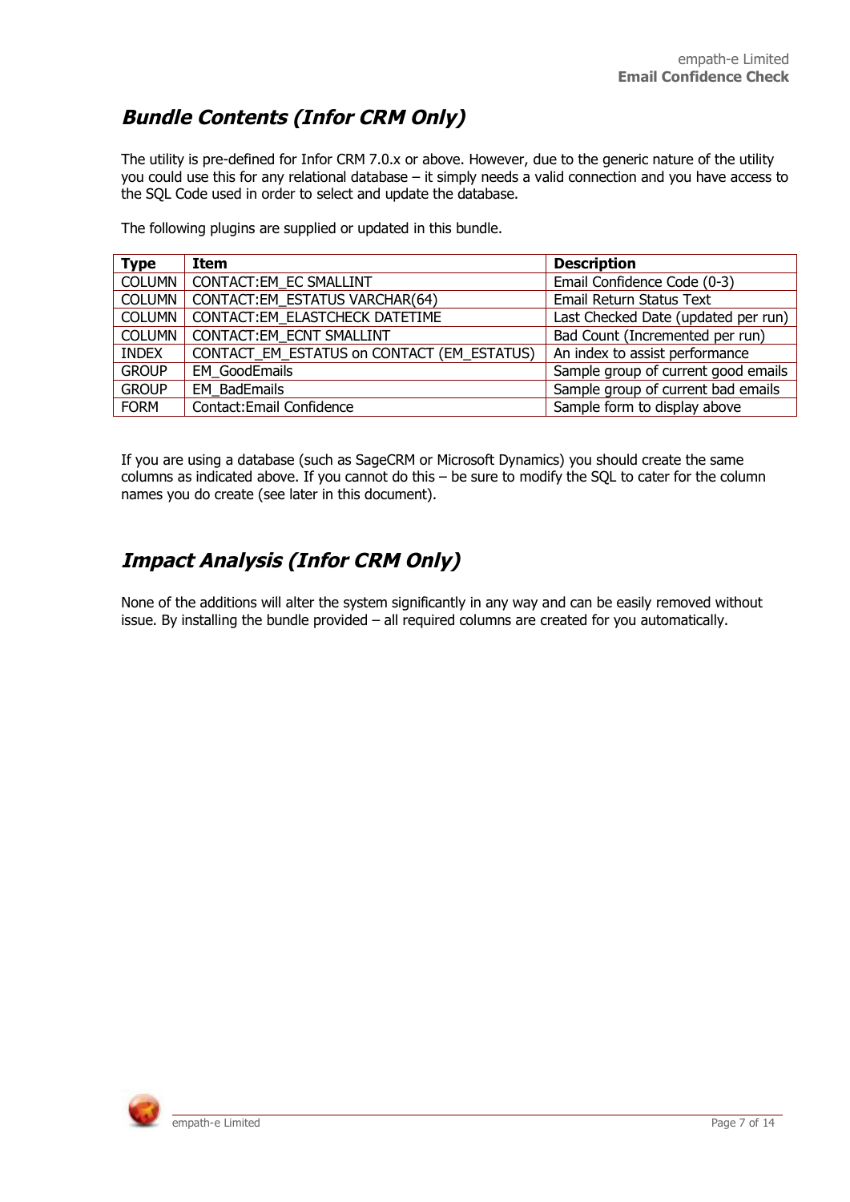## *Bundle Contents (Infor CRM Only)*

The utility is pre-defined for Infor CRM 7.0.x or above. However, due to the generic nature of the utility you could use this for any relational database – it simply needs a valid connection and you have access to the SQL Code used in order to select and update the database.

The following plugins are supplied or updated in this bundle.

| Type | Item | Description |
|---|---|---|
| COLUMN | CONTACT:EM_EC SMALLINT | Email Confidence Code (0-3) |
| COLUMN | CONTACT:EM_ESTATUS VARCHAR(64) | Email Return Status Text |
| COLUMN | CONTACT:EM_ELASTCHECK DATETIME | Last Checked Date (updated per run) |
| COLUMN | CONTACT:EM_ECNT SMALLINT | Bad Count (Incremented per run) |
| INDEX | CONTACT_EM_ESTATUS on CONTACT (EM_ESTATUS) | An index to assist performance |
| GROUP | EM_GoodEmails | Sample group of current good emails |
| GROUP | EM_BadEmails | Sample group of current bad emails |
| FORM | Contact:Email Confidence | Sample form to display above |

If you are using a database (such as SageCRM or Microsoft Dynamics) you should create the same columns as indicated above. If you cannot do this – be sure to modify the SQL to cater for the column names you do create (see later in this document).

## *Impact Analysis (Infor CRM Only)*

None of the additions will alter the system significantly in any way and can be easily removed without issue. By installing the bundle provided – all required columns are created for you automatically.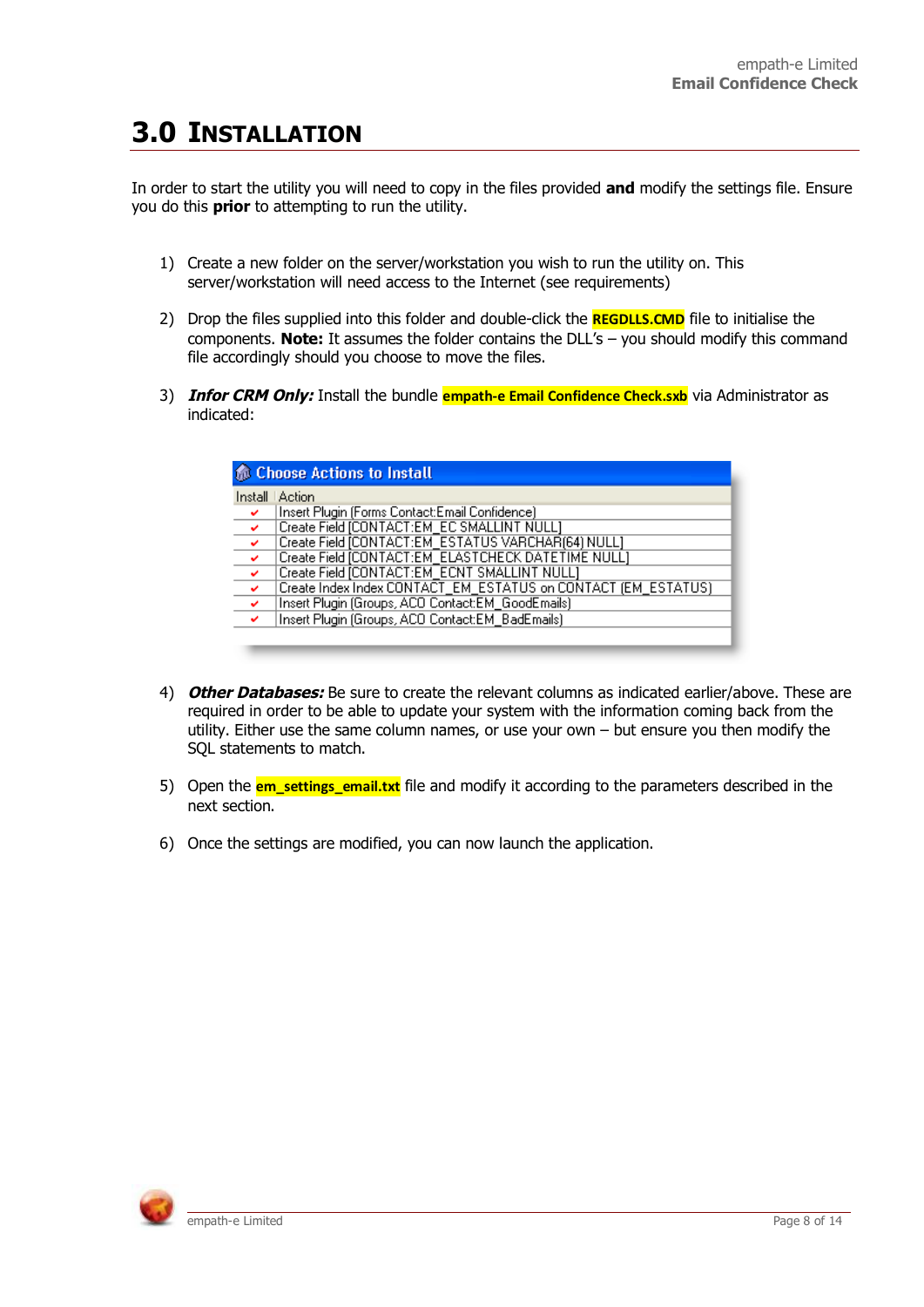# 3.0 Installation

In order to start the utility you will need to copy in the files provided **and** modify the settings file. Ensure you do this **prior** to attempting to run the utility.

1) Create a new folder on the server/workstation you wish to run the utility on. This server/workstation will need access to the Internet (see requirements)

2) Drop the files supplied into this folder and double-click the **REGDLLS.CMD** file to initialise the components. **Note:** It assumes the folder contains the DLL's – you should modify this command file accordingly should you choose to move the files.

3) ***Infor CRM Only:*** Install the bundle **empath-e Email Confidence Check.sxb** via Administrator as indicated:

**Choose Actions to Install**

| Install | Action |
|---|---|
| ✔ | Insert Plugin (Forms Contact:Email Confidence) |
| ✔ | Create Field [CONTACT:EM_EC SMALLINT NULL] |
| ✔ | Create Field [CONTACT:EM_ESTATUS VARCHAR(64) NULL] |
| ✔ | Create Field [CONTACT:EM_ELASTCHECK DATETIME NULL] |
| ✔ | Create Field [CONTACT:EM_ECNT SMALLINT NULL] |
| ✔ | Create Index Index CONTACT_EM_ESTATUS on CONTACT (EM_ESTATUS) |
| ✔ | Insert Plugin (Groups, ACO Contact:EM_GoodEmails) |
| ✔ | Insert Plugin (Groups, ACO Contact:EM_BadEmails) |

4) ***Other Databases:*** Be sure to create the relevant columns as indicated earlier/above. These are required in order to be able to update your system with the information coming back from the utility. Either use the same column names, or use your own – but ensure you then modify the SQL statements to match.

5) Open the **em_settings_email.txt** file and modify it according to the parameters described in the next section.

6) Once the settings are modified, you can now launch the application.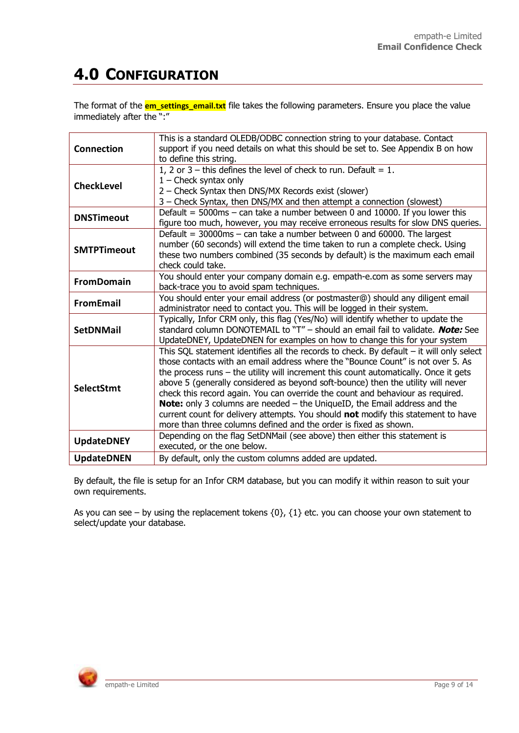# 4.0 CONFIGURATION

The format of the **em_settings_email.txt** file takes the following parameters. Ensure you place the value immediately after the ":"

| | |
|---|---|
| **Connection** | This is a standard OLEDB/ODBC connection string to your database. Contact support if you need details on what this should be set to. See Appendix B on how to define this string. |
| **CheckLevel** | 1, 2 or 3 – this defines the level of check to run. Default = 1.<br>1 – Check syntax only<br>2 – Check Syntax then DNS/MX Records exist (slower)<br>3 – Check Syntax, then DNS/MX and then attempt a connection (slowest) |
| **DNSTimeout** | Default = 5000ms – can take a number between 0 and 10000. If you lower this figure too much, however, you may receive erroneous results for slow DNS queries. |
| **SMTPTimeout** | Default = 30000ms – can take a number between 0 and 60000. The largest number (60 seconds) will extend the time taken to run a complete check. Using these two numbers combined (35 seconds by default) is the maximum each email check could take. |
| **FromDomain** | You should enter your company domain e.g. empath-e.com as some servers may back-trace you to avoid spam techniques. |
| **FromEmail** | You should enter your email address (or postmaster@) should any diligent email administrator need to contact you. This will be logged in their system. |
| **SetDNMail** | Typically, Infor CRM only, this flag (Yes/No) will identify whether to update the standard column DONOTEMAIL to "T" – should an email fail to validate. ***Note:*** See UpdateDNEY, UpdateDNEN for examples on how to change this for your system |
| **SelectStmt** | This SQL statement identifies all the records to check. By default – it will only select those contacts with an email address where the "Bounce Count" is not over 5. As the process runs – the utility will increment this count automatically. Once it gets above 5 (generally considered as beyond soft-bounce) then the utility will never check this record again. You can override the count and behaviour as required.<br>**Note:** only 3 columns are needed – the UniqueID, the Email address and the current count for delivery attempts. You should **not** modify this statement to have more than three columns defined and the order is fixed as shown. |
| **UpdateDNEY** | Depending on the flag SetDNMail (see above) then either this statement is executed, or the one below. |
| **UpdateDNEN** | By default, only the custom columns added are updated. |

By default, the file is setup for an Infor CRM database, but you can modify it within reason to suit your own requirements.

As you can see – by using the replacement tokens {0}, {1} etc. you can choose your own statement to select/update your database.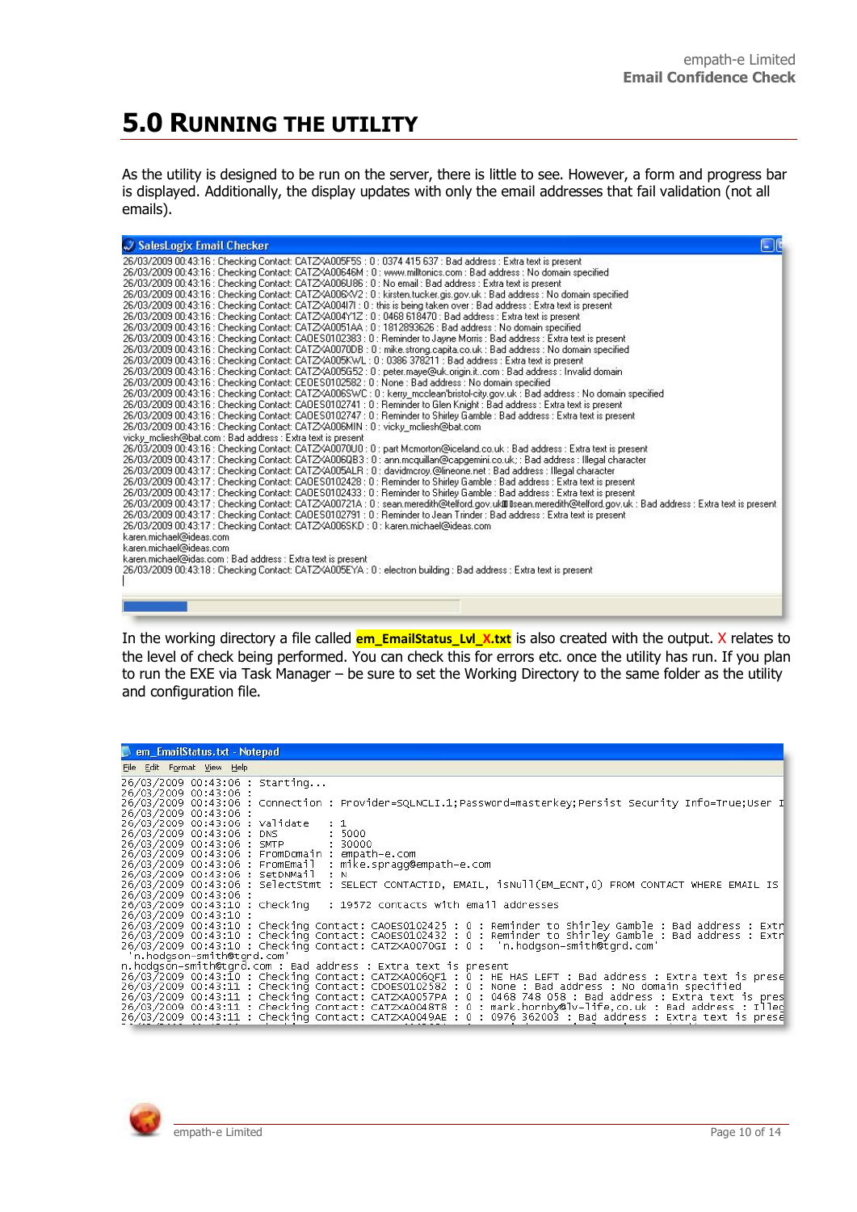# 5.0 RUNNING THE UTILITY

As the utility is designed to be run on the server, there is little to see. However, a form and progress bar is displayed. Additionally, the display updates with only the email addresses that fail validation (not all emails).

```
SalesLogix Email Checker
26/03/2009 00:43:16 : Checking Contact: CATZXA005F5S : 0 : 0374 415 637 : Bad address : Extra text is present
26/03/2009 00:43:16 : Checking Contact: CATZXA00646M : 0 : www.milltonics.com : Bad address : No domain specified
26/03/2009 00:43:16 : Checking Contact: CATZXA006U86 : 0 : No email : Bad address : Extra text is present
26/03/2009 00:43:16 : Checking Contact: CATZXA006XV2 : 0 : kirsten.tucker.gis.gov.uk : Bad address : No domain specified
26/03/2009 00:43:16 : Checking Contact: CATZXA004I7I : 0 : this is being taken over : Bad address : Extra text is present
26/03/2009 00:43:16 : Checking Contact: CATZXA004Y1Z : 0 : 0468 618470 : Bad address : Extra text is present
26/03/2009 00:43:16 : Checking Contact: CATZXA0051AA : 0 : 1812893626 : Bad address : No domain specified
26/03/2009 00:43:16 : Checking Contact: CADES0102383 : 0 : Reminder to Jayne Morris : Bad address : Extra text is present
26/03/2009 00:43:16 : Checking Contact: CATZXA0070DB : 0 : mike.strong.capita.co.uk : Bad address : No domain specified
26/03/2009 00:43:16 : Checking Contact: CATZXA005KWL : 0 : 0386 378211 : Bad address : Extra text is present
26/03/2009 00:43:16 : Checking Contact: CATZXA005G52 : 0 : peter.maye@uk.origin.it..com : Bad address : Invalid domain
26/03/2009 00:43:16 : Checking Contact: CEDES0102582 : 0 : None : Bad address : No domain specified
26/03/2009 00:43:16 : Checking Contact: CATZXA006SWC : 0 : kerry_mcclean'bristol-city.gov.uk : Bad address : No domain specified
26/03/2009 00:43:16 : Checking Contact: CADES0102741 : 0 : Reminder to Glen Knight : Bad address : Extra text is present
26/03/2009 00:43:16 : Checking Contact: CADES0102747 : 0 : Reminder to Shirley Gamble : Bad address : Extra text is present
26/03/2009 00:43:16 : Checking Contact: CATZXA006MIN : 0 : vicky_mcliesh@bat.com
vicky_mcliesh@bat.com : Bad address : Extra text is present
26/03/2009 00:43:16 : Checking Contact: CATZXA0070U0 : 0 : part Mcmorton@iceland.co.uk : Bad address : Extra text is present
26/03/2009 00:43:17 : Checking Contact: CATZXA006QB3 : 0 : ann.mcquillan@capgemini.co.uk; : Bad address : Illegal character
26/03/2009 00:43:17 : Checking Contact: CATZXA005ALR : 0 : davidmcroy.@lineone.net : Bad address : Illegal character
26/03/2009 00:43:17 : Checking Contact: CADES0102428 : 0 : Reminder to Shirley Gamble : Bad address : Extra text is present
26/03/2009 00:43:17 : Checking Contact: CADES0102433 : 0 : Reminder to Shirley Gamble : Bad address : Extra text is present
26/03/2009 00:43:17 : Checking Contact: CATZXA00721A : 0 : sean.meredith@telford.gov.uk sean.meredith@telford.gov.uk : Bad address : Extra text is present
26/03/2009 00:43:17 : Checking Contact: CADES0102791 : 0 : Reminder to Jean Trinder : Bad address : Extra text is present
26/03/2009 00:43:17 : Checking Contact: CATZXA006SKD : 0 : karen.michael@ideas.com
karen.michael@ideas.com
karen.michael@ideas.com
karen.michael@idas.com : Bad address : Extra text is present
26/03/2009 00:43:18 : Checking Contact: CATZXA005EYA : 0 : electron building : Bad address : Extra text is present
```

In the working directory a file called **em_EmailStatus_Lvl_X.txt** is also created with the output. X relates to the level of check being performed. You can check this for errors etc. once the utility has run. If you plan to run the EXE via Task Manager – be sure to set the Working Directory to the same folder as the utility and configuration file.

```
em_EmailStatus.txt - Notepad
File  Edit  Format  View  Help
26/03/2009 00:43:06 : Starting...
26/03/2009 00:43:06 :
26/03/2009 00:43:06 : Connection : Provider=SQLNCLI.1;Password=masterkey;Persist Security Info=True;User I
26/03/2009 00:43:06 :
26/03/2009 00:43:06 : Validate    : 1
26/03/2009 00:43:06 : DNS         : 5000
26/03/2009 00:43:06 : SMTP        : 30000
26/03/2009 00:43:06 : FromDomain  : empath-e.com
26/03/2009 00:43:06 : FromEmail   : mike.spragg@empath-e.com
26/03/2009 00:43:06 : SetDNMail   : N
26/03/2009 00:43:06 : SelectStmt  : SELECT CONTACTID, EMAIL, isNull(EM_ECNT,0) FROM CONTACT WHERE EMAIL IS
26/03/2009 00:43:06 :
26/03/2009 00:43:10 : Checking    : 19572 contacts with email addresses
26/03/2009 00:43:10 :
26/03/2009 00:43:10 : Checking Contact: CADES0102425 : 0 : Reminder to Shirley Gamble : Bad address : Extr
26/03/2009 00:43:10 : Checking Contact: CADES0102432 : 0 : Reminder to Shirley Gamble : Bad address : Extr
26/03/2009 00:43:10 : Checking Contact: CATZXA0070GI : 0 :  'n.hodgson-smith@tgrd.com'
 'n.hodgson-smith@tgrd.com'
n.hodgson-smith@tgrd.com : Bad address : Extra text is present
26/03/2009 00:43:10 : Checking Contact: CATZXA006QF1 : 0 : HE HAS LEFT : Bad address : Extra text is prese
26/03/2009 00:43:11 : Checking Contact: CDDES0102582 : 0 : None : Bad address : No domain specified
26/03/2009 00:43:11 : Checking Contact: CATZXA0057PA : 0 : 0468 748 058 : Bad address : Extra text is pres
26/03/2009 00:43:11 : Checking Contact: CATZXA0048T8 : 0 : mark.hornby@lv-life,co.uk : Bad address : Illeg
26/03/2009 00:43:11 : Checking Contact: CATZXA0049AE : 0 : 0976 362003 : Bad address : Extra text is prese
```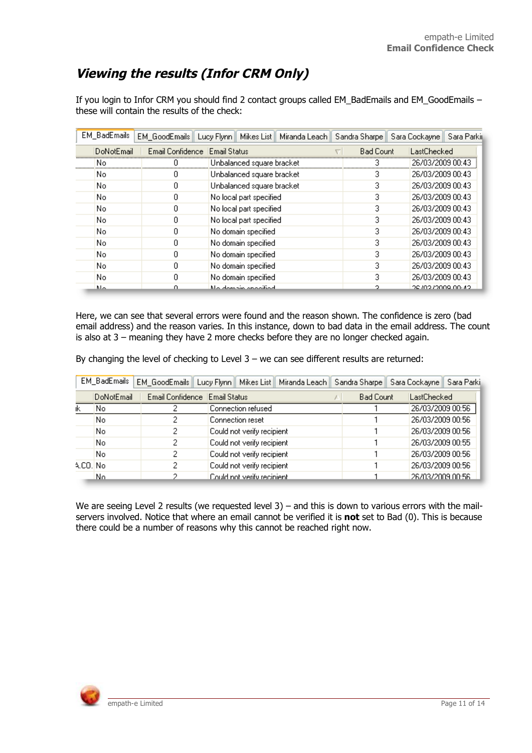## *Viewing the results (Infor CRM Only)*

If you login to Infor CRM you should find 2 contact groups called EM_BadEmails and EM_GoodEmails – these will contain the results of the check:

| DoNotEmail | Email Confidence | Email Status | Bad Count | LastChecked |
|---|---|---|---|---|
| No | 0 | Unbalanced square bracket | 3 | 26/03/2009 00:43 |
| No | 0 | Unbalanced square bracket | 3 | 26/03/2009 00:43 |
| No | 0 | Unbalanced square bracket | 3 | 26/03/2009 00:43 |
| No | 0 | No local part specified | 3 | 26/03/2009 00:43 |
| No | 0 | No local part specified | 3 | 26/03/2009 00:43 |
| No | 0 | No local part specified | 3 | 26/03/2009 00:43 |
| No | 0 | No domain specified | 3 | 26/03/2009 00:43 |
| No | 0 | No domain specified | 3 | 26/03/2009 00:43 |
| No | 0 | No domain specified | 3 | 26/03/2009 00:43 |
| No | 0 | No domain specified | 3 | 26/03/2009 00:43 |
| No | 0 | No domain specified | 3 | 26/03/2009 00:43 |
| No | 0 | No domain specified | 3 | 26/03/2009 00:43 |

Here, we can see that several errors were found and the reason shown. The confidence is zero (bad email address) and the reason varies. In this instance, down to bad data in the email address. The count is also at 3 – meaning they have 2 more checks before they are no longer checked again.

By changing the level of checking to Level 3 – we can see different results are returned:

| DoNotEmail | Email Confidence | Email Status | Bad Count | LastChecked |
|---|---|---|---|---|
| No | 2 | Connection refused | 1 | 26/03/2009 00:56 |
| No | 2 | Connection reset | 1 | 26/03/2009 00:56 |
| No | 2 | Could not verify recipient | 1 | 26/03/2009 00:56 |
| No | 2 | Could not verify recipient | 1 | 26/03/2009 00:55 |
| No | 2 | Could not verify recipient | 1 | 26/03/2009 00:56 |
| No | 2 | Could not verify recipient | 1 | 26/03/2009 00:56 |
| No | 2 | Could not verify recipient | 1 | 26/03/2009 00:56 |

We are seeing Level 2 results (we requested level 3) – and this is down to various errors with the mail-servers involved. Notice that where an email cannot be verified it is **not** set to Bad (0). This is because there could be a number of reasons why this cannot be reached right now.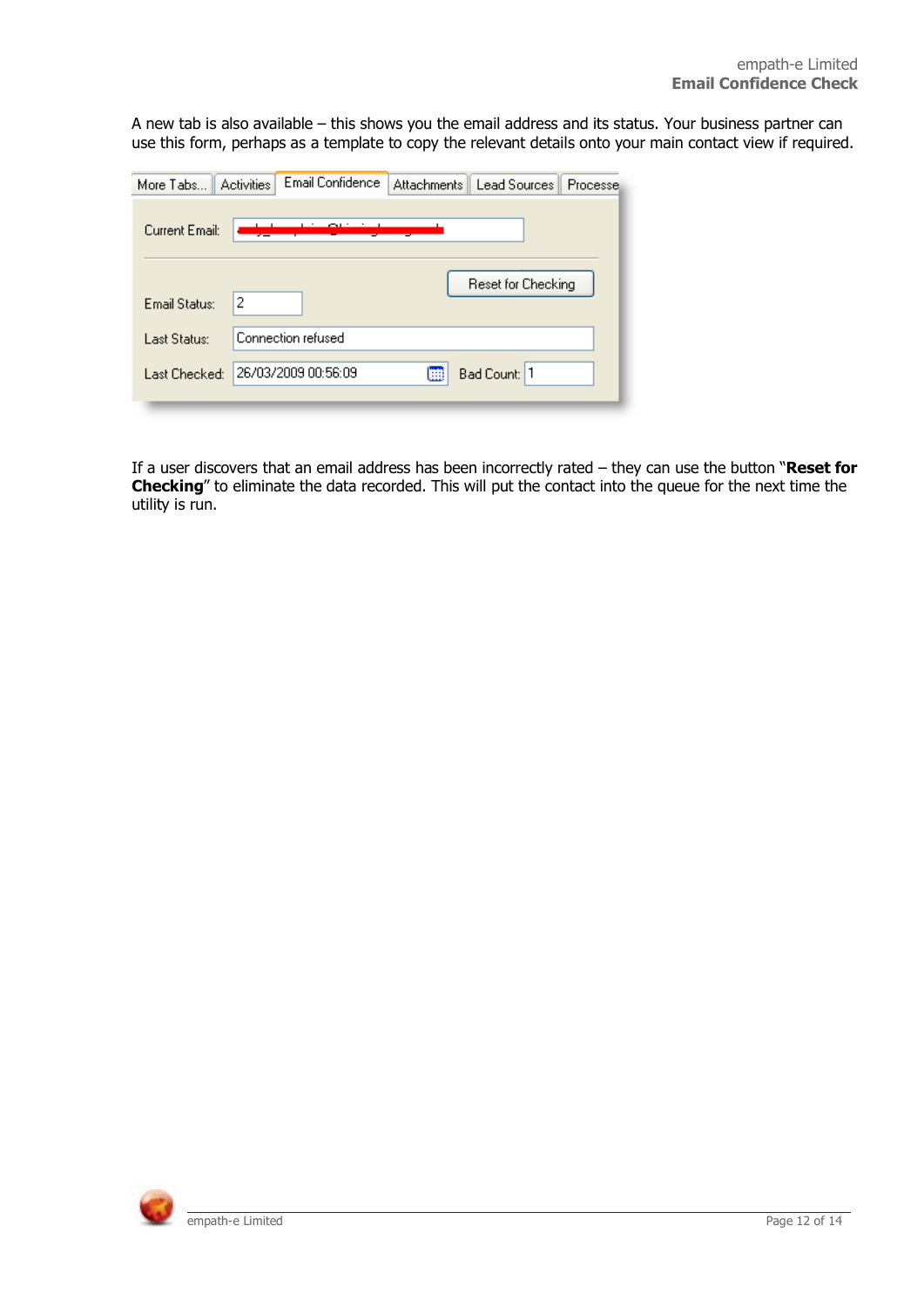A new tab is also available – this shows you the email address and its status. Your business partner can use this form, perhaps as a template to copy the relevant details onto your main contact view if required.

If a user discovers that an email address has been incorrectly rated – they can use the button "**Reset for Checking**" to eliminate the data recorded. This will put the contact into the queue for the next time the utility is run.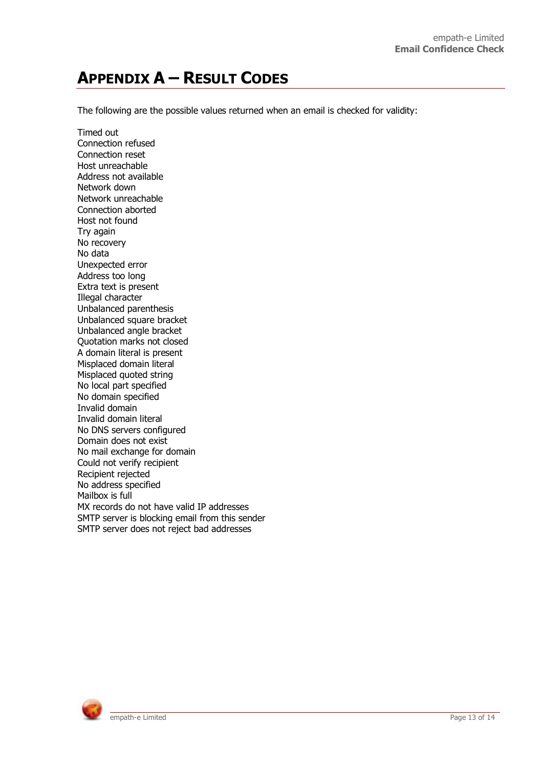# Appendix A – Result Codes

The following are the possible values returned when an email is checked for validity:

Timed out
Connection refused
Connection reset
Host unreachable
Address not available
Network down
Network unreachable
Connection aborted
Host not found
Try again
No recovery
No data
Unexpected error
Address too long
Extra text is present
Illegal character
Unbalanced parenthesis
Unbalanced square bracket
Unbalanced angle bracket
Quotation marks not closed
A domain literal is present
Misplaced domain literal
Misplaced quoted string
No local part specified
No domain specified
Invalid domain
Invalid domain literal
No DNS servers configured
Domain does not exist
No mail exchange for domain
Could not verify recipient
Recipient rejected
No address specified
Mailbox is full
MX records do not have valid IP addresses
SMTP server is blocking email from this sender
SMTP server does not reject bad addresses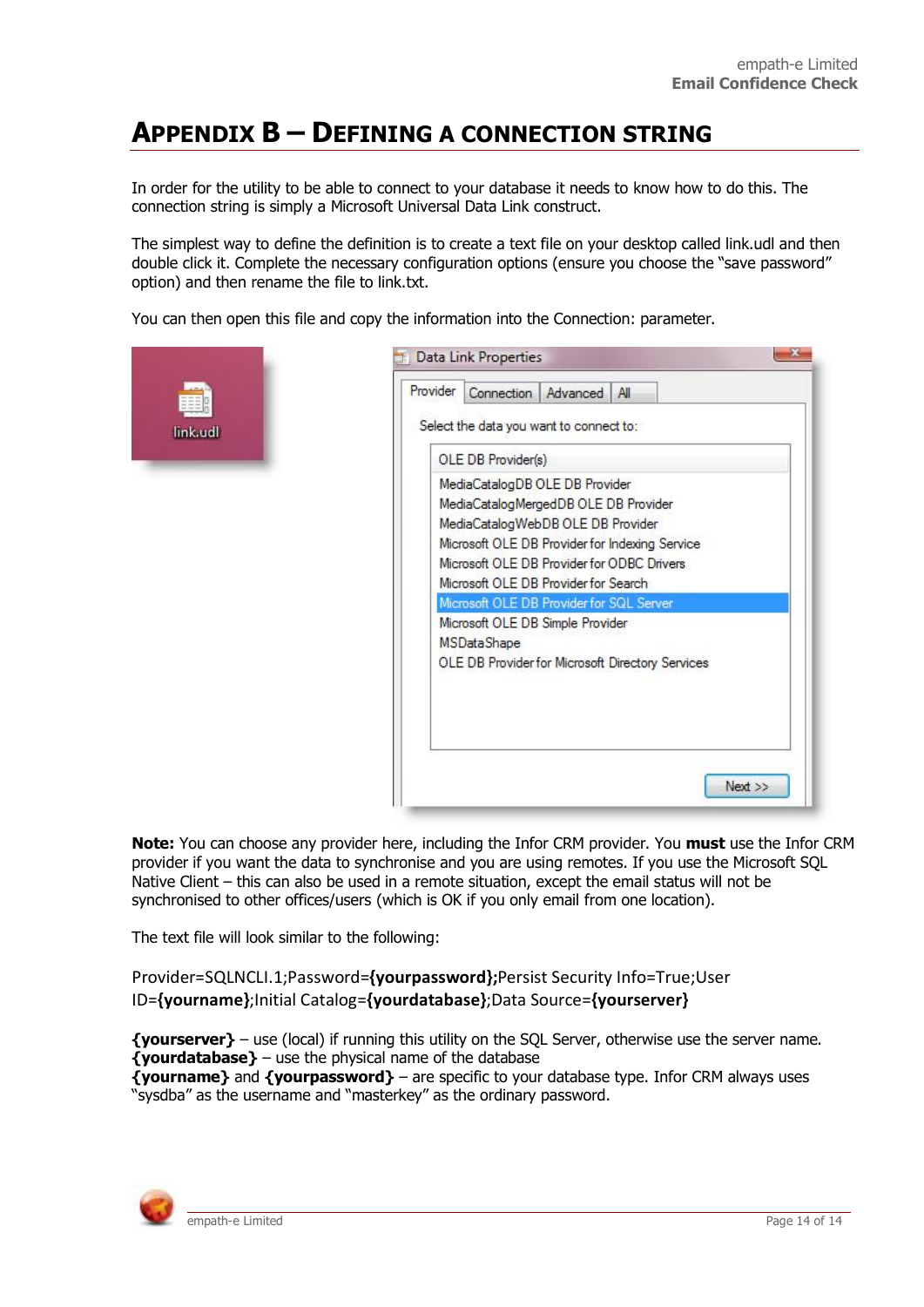# Appendix B – Defining a Connection String

In order for the utility to be able to connect to your database it needs to know how to do this. The connection string is simply a Microsoft Universal Data Link construct.

The simplest way to define the definition is to create a text file on your desktop called link.udl and then double click it. Complete the necessary configuration options (ensure you choose the "save password" option) and then rename the file to link.txt.

You can then open this file and copy the information into the Connection: parameter.

**Note:** You can choose any provider here, including the Infor CRM provider. You **must** use the Infor CRM provider if you want the data to synchronise and you are using remotes. If you use the Microsoft SQL Native Client – this can also be used in a remote situation, except the email status will not be synchronised to other offices/users (which is OK if you only email from one location).

The text file will look similar to the following:

Provider=SQLNCLI.1;Password=**{yourpassword};**Persist Security Info=True;User ID=**{yourname}**;Initial Catalog=**{yourdatabase}**;Data Source=**{yourserver}**

**{yourserver}** – use (local) if running this utility on the SQL Server, otherwise use the server name.
**{yourdatabase}** – use the physical name of the database
**{yourname}** and **{yourpassword}** – are specific to your database type. Infor CRM always uses "sysdba" as the username and "masterkey" as the ordinary password.